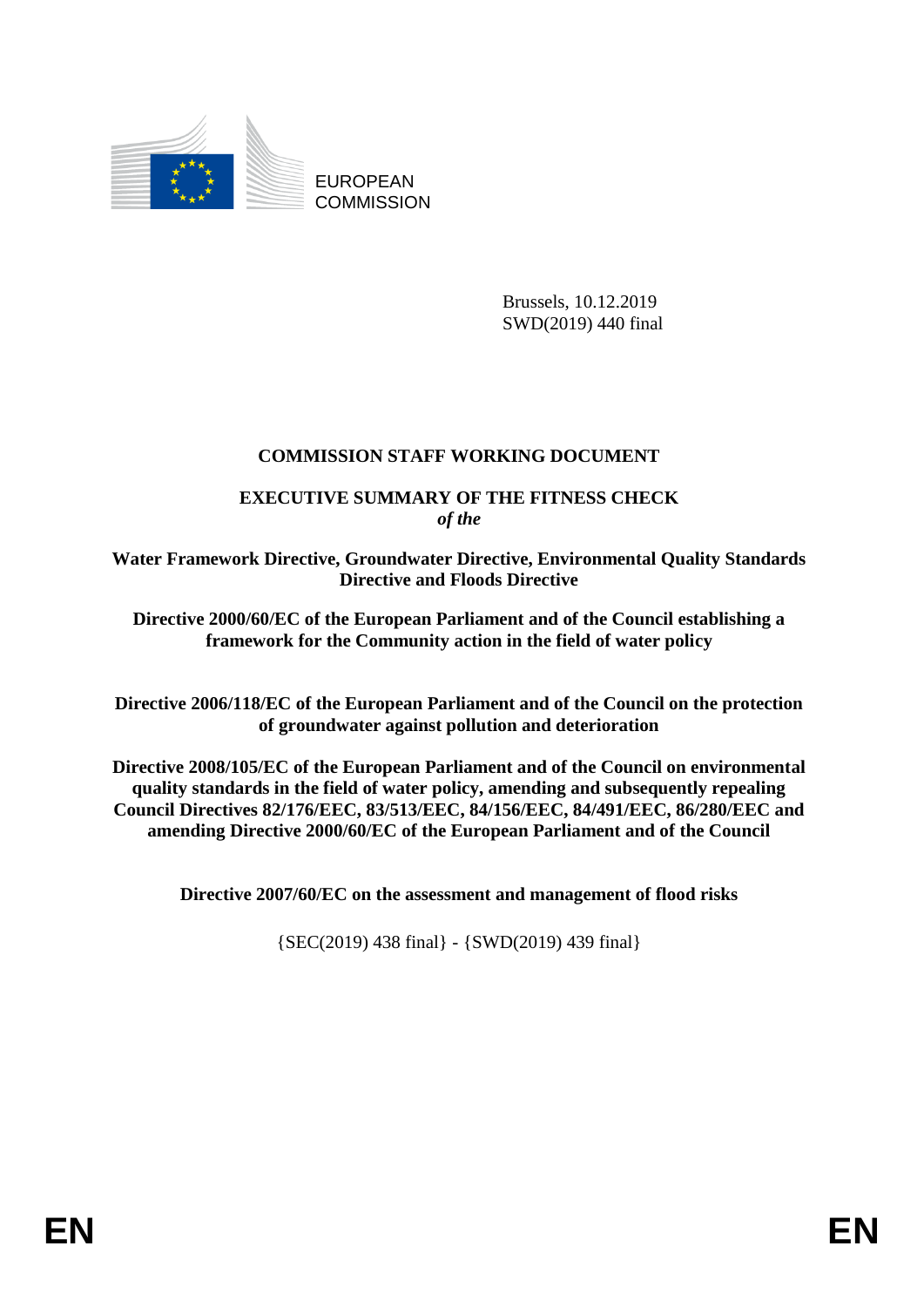EUROPEAN COMMISSION

Brussels, 10.12.2019
SWD(2019) 440 final

# COMMISSION STAFF WORKING DOCUMENT

## EXECUTIVE SUMMARY OF THE FITNESS CHECK
*of the*

**Water Framework Directive, Groundwater Directive, Environmental Quality Standards Directive and Floods Directive**

**Directive 2000/60/EC of the European Parliament and of the Council establishing a framework for the Community action in the field of water policy**

**Directive 2006/118/EC of the European Parliament and of the Council on the protection of groundwater against pollution and deterioration**

**Directive 2008/105/EC of the European Parliament and of the Council on environmental quality standards in the field of water policy, amending and subsequently repealing Council Directives 82/176/EEC, 83/513/EEC, 84/156/EEC, 84/491/EEC, 86/280/EEC and amending Directive 2000/60/EC of the European Parliament and of the Council**

**Directive 2007/60/EC on the assessment and management of flood risks**

{SEC(2019) 438 final} - {SWD(2019) 439 final}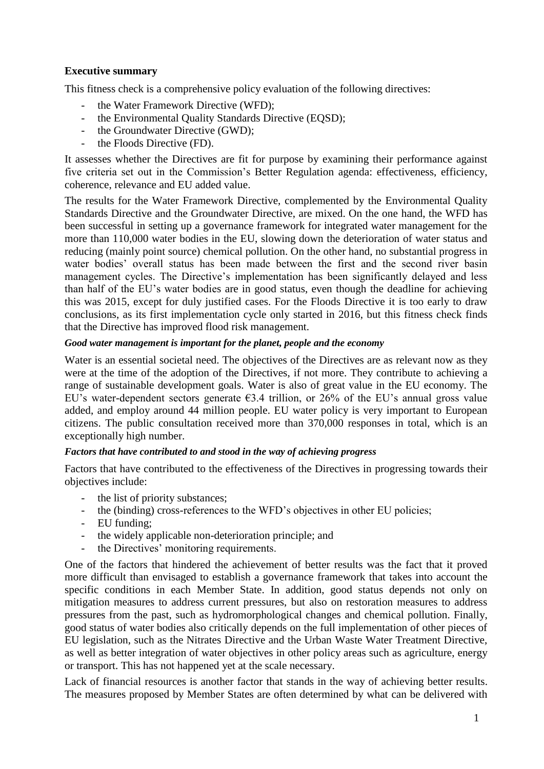## Executive summary

This fitness check is a comprehensive policy evaluation of the following directives:

- the Water Framework Directive (WFD);
- the Environmental Quality Standards Directive (EQSD);
- the Groundwater Directive (GWD);
- the Floods Directive (FD).

It assesses whether the Directives are fit for purpose by examining their performance against five criteria set out in the Commission's Better Regulation agenda: effectiveness, efficiency, coherence, relevance and EU added value.

The results for the Water Framework Directive, complemented by the Environmental Quality Standards Directive and the Groundwater Directive, are mixed. On the one hand, the WFD has been successful in setting up a governance framework for integrated water management for the more than 110,000 water bodies in the EU, slowing down the deterioration of water status and reducing (mainly point source) chemical pollution. On the other hand, no substantial progress in water bodies' overall status has been made between the first and the second river basin management cycles. The Directive's implementation has been significantly delayed and less than half of the EU's water bodies are in good status, even though the deadline for achieving this was 2015, except for duly justified cases. For the Floods Directive it is too early to draw conclusions, as its first implementation cycle only started in 2016, but this fitness check finds that the Directive has improved flood risk management.

***Good water management is important for the planet, people and the economy***

Water is an essential societal need. The objectives of the Directives are as relevant now as they were at the time of the adoption of the Directives, if not more. They contribute to achieving a range of sustainable development goals. Water is also of great value in the EU economy. The EU's water-dependent sectors generate €3.4 trillion, or 26% of the EU's annual gross value added, and employ around 44 million people. EU water policy is very important to European citizens. The public consultation received more than 370,000 responses in total, which is an exceptionally high number.

***Factors that have contributed to and stood in the way of achieving progress***

Factors that have contributed to the effectiveness of the Directives in progressing towards their objectives include:

- the list of priority substances;
- the (binding) cross-references to the WFD's objectives in other EU policies;
- EU funding;
- the widely applicable non-deterioration principle; and
- the Directives' monitoring requirements.

One of the factors that hindered the achievement of better results was the fact that it proved more difficult than envisaged to establish a governance framework that takes into account the specific conditions in each Member State. In addition, good status depends not only on mitigation measures to address current pressures, but also on restoration measures to address pressures from the past, such as hydromorphological changes and chemical pollution. Finally, good status of water bodies also critically depends on the full implementation of other pieces of EU legislation, such as the Nitrates Directive and the Urban Waste Water Treatment Directive, as well as better integration of water objectives in other policy areas such as agriculture, energy or transport. This has not happened yet at the scale necessary.

Lack of financial resources is another factor that stands in the way of achieving better results. The measures proposed by Member States are often determined by what can be delivered with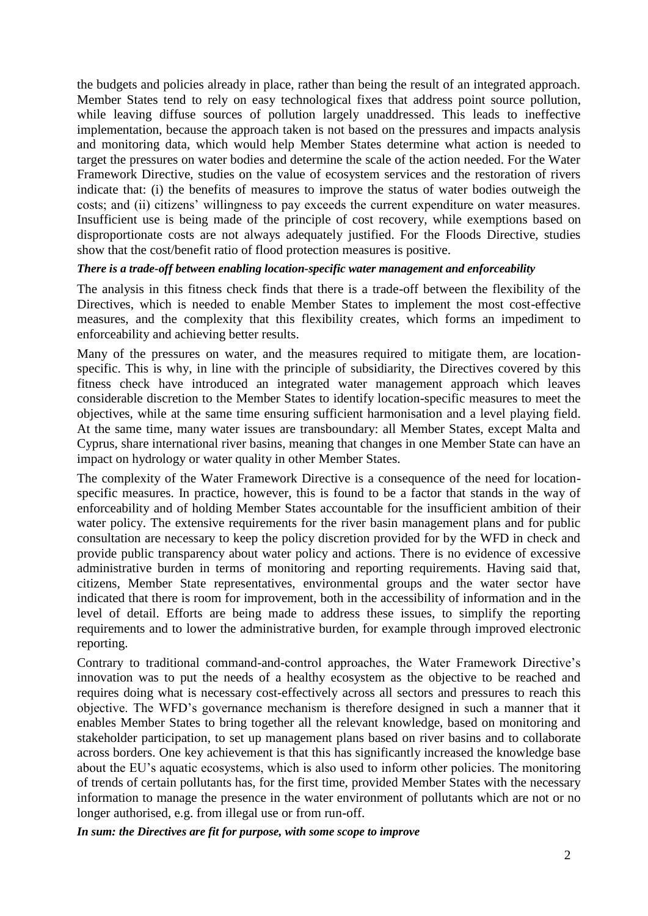the budgets and policies already in place, rather than being the result of an integrated approach. Member States tend to rely on easy technological fixes that address point source pollution, while leaving diffuse sources of pollution largely unaddressed. This leads to ineffective implementation, because the approach taken is not based on the pressures and impacts analysis and monitoring data, which would help Member States determine what action is needed to target the pressures on water bodies and determine the scale of the action needed. For the Water Framework Directive, studies on the value of ecosystem services and the restoration of rivers indicate that: (i) the benefits of measures to improve the status of water bodies outweigh the costs; and (ii) citizens' willingness to pay exceeds the current expenditure on water measures. Insufficient use is being made of the principle of cost recovery, while exemptions based on disproportionate costs are not always adequately justified. For the Floods Directive, studies show that the cost/benefit ratio of flood protection measures is positive.

***There is a trade-off between enabling location-specific water management and enforceability***

The analysis in this fitness check finds that there is a trade-off between the flexibility of the Directives, which is needed to enable Member States to implement the most cost-effective measures, and the complexity that this flexibility creates, which forms an impediment to enforceability and achieving better results.

Many of the pressures on water, and the measures required to mitigate them, are location-specific. This is why, in line with the principle of subsidiarity, the Directives covered by this fitness check have introduced an integrated water management approach which leaves considerable discretion to the Member States to identify location-specific measures to meet the objectives, while at the same time ensuring sufficient harmonisation and a level playing field. At the same time, many water issues are transboundary: all Member States, except Malta and Cyprus, share international river basins, meaning that changes in one Member State can have an impact on hydrology or water quality in other Member States.

The complexity of the Water Framework Directive is a consequence of the need for location-specific measures. In practice, however, this is found to be a factor that stands in the way of enforceability and of holding Member States accountable for the insufficient ambition of their water policy. The extensive requirements for the river basin management plans and for public consultation are necessary to keep the policy discretion provided for by the WFD in check and provide public transparency about water policy and actions. There is no evidence of excessive administrative burden in terms of monitoring and reporting requirements. Having said that, citizens, Member State representatives, environmental groups and the water sector have indicated that there is room for improvement, both in the accessibility of information and in the level of detail. Efforts are being made to address these issues, to simplify the reporting requirements and to lower the administrative burden, for example through improved electronic reporting.

Contrary to traditional command-and-control approaches, the Water Framework Directive's innovation was to put the needs of a healthy ecosystem as the objective to be reached and requires doing what is necessary cost-effectively across all sectors and pressures to reach this objective. The WFD's governance mechanism is therefore designed in such a manner that it enables Member States to bring together all the relevant knowledge, based on monitoring and stakeholder participation, to set up management plans based on river basins and to collaborate across borders. One key achievement is that this has significantly increased the knowledge base about the EU's aquatic ecosystems, which is also used to inform other policies. The monitoring of trends of certain pollutants has, for the first time, provided Member States with the necessary information to manage the presence in the water environment of pollutants which are not or no longer authorised, e.g. from illegal use or from run-off.

***In sum: the Directives are fit for purpose, with some scope to improve***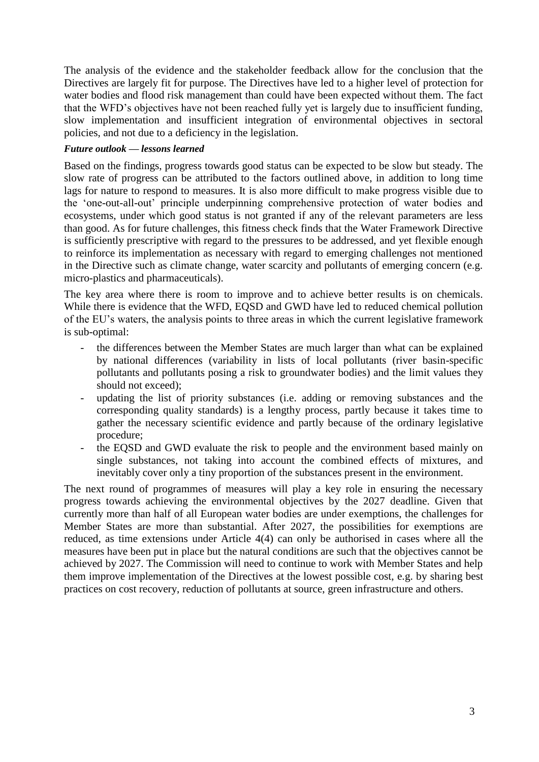The analysis of the evidence and the stakeholder feedback allow for the conclusion that the Directives are largely fit for purpose. The Directives have led to a higher level of protection for water bodies and flood risk management than could have been expected without them. The fact that the WFD's objectives have not been reached fully yet is largely due to insufficient funding, slow implementation and insufficient integration of environmental objectives in sectoral policies, and not due to a deficiency in the legislation.

***Future outlook — lessons learned***

Based on the findings, progress towards good status can be expected to be slow but steady. The slow rate of progress can be attributed to the factors outlined above, in addition to long time lags for nature to respond to measures. It is also more difficult to make progress visible due to the 'one-out-all-out' principle underpinning comprehensive protection of water bodies and ecosystems, under which good status is not granted if any of the relevant parameters are less than good. As for future challenges, this fitness check finds that the Water Framework Directive is sufficiently prescriptive with regard to the pressures to be addressed, and yet flexible enough to reinforce its implementation as necessary with regard to emerging challenges not mentioned in the Directive such as climate change, water scarcity and pollutants of emerging concern (e.g. micro-plastics and pharmaceuticals).

The key area where there is room to improve and to achieve better results is on chemicals. While there is evidence that the WFD, EQSD and GWD have led to reduced chemical pollution of the EU's waters, the analysis points to three areas in which the current legislative framework is sub-optimal:

- the differences between the Member States are much larger than what can be explained by national differences (variability in lists of local pollutants (river basin-specific pollutants and pollutants posing a risk to groundwater bodies) and the limit values they should not exceed);
- updating the list of priority substances (i.e. adding or removing substances and the corresponding quality standards) is a lengthy process, partly because it takes time to gather the necessary scientific evidence and partly because of the ordinary legislative procedure;
- the EQSD and GWD evaluate the risk to people and the environment based mainly on single substances, not taking into account the combined effects of mixtures, and inevitably cover only a tiny proportion of the substances present in the environment.

The next round of programmes of measures will play a key role in ensuring the necessary progress towards achieving the environmental objectives by the 2027 deadline. Given that currently more than half of all European water bodies are under exemptions, the challenges for Member States are more than substantial. After 2027, the possibilities for exemptions are reduced, as time extensions under Article 4(4) can only be authorised in cases where all the measures have been put in place but the natural conditions are such that the objectives cannot be achieved by 2027. The Commission will need to continue to work with Member States and help them improve implementation of the Directives at the lowest possible cost, e.g. by sharing best practices on cost recovery, reduction of pollutants at source, green infrastructure and others.